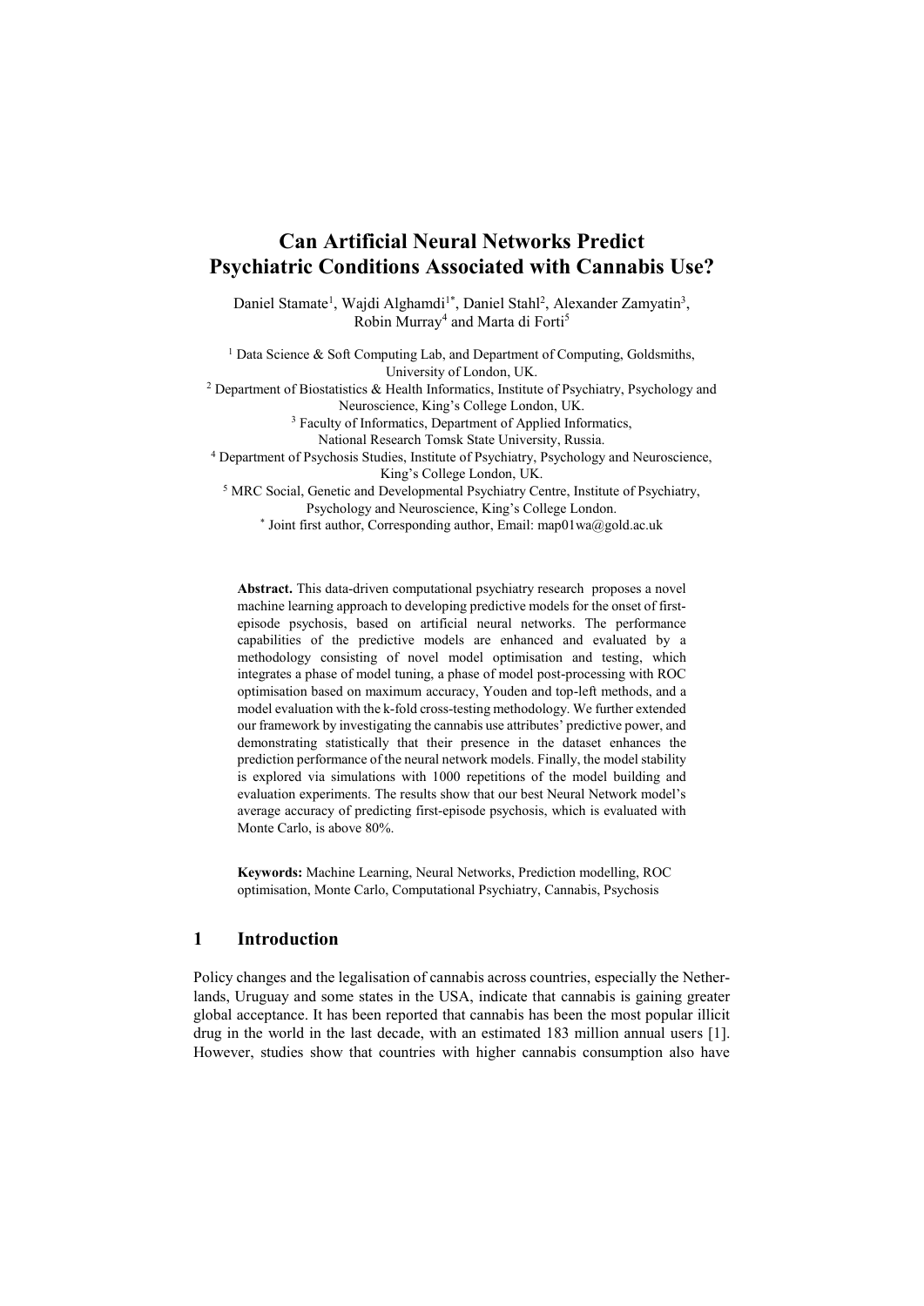# Can Artificial Neural Networks Predict Psychiatric Conditions Associated with Cannabis Use?

Daniel Stamate[1], Wajdi Alghamdi[1*], Daniel Stahl[2], Alexander Zamyatin[3], Robin Murray[4] and Marta di Forti[5]

[1] Data Science & Soft Computing Lab, and Department of Computing, Goldsmiths, University of London, UK.
[2] Department of Biostatistics & Health Informatics, Institute of Psychiatry, Psychology and Neuroscience, King's College London, UK.
[3] Faculty of Informatics, Department of Applied Informatics, National Research Tomsk State University, Russia.
[4] Department of Psychosis Studies, Institute of Psychiatry, Psychology and Neuroscience, King's College London, UK.
[5] MRC Social, Genetic and Developmental Psychiatry Centre, Institute of Psychiatry, Psychology and Neuroscience, King's College London.
[*] Joint first author, Corresponding author, Email: map01wa@gold.ac.uk

**Abstract.** This data-driven computational psychiatry research proposes a novel machine learning approach to developing predictive models for the onset of first-episode psychosis, based on artificial neural networks. The performance capabilities of the predictive models are enhanced and evaluated by a methodology consisting of novel model optimisation and testing, which integrates a phase of model tuning, a phase of model post-processing with ROC optimisation based on maximum accuracy, Youden and top-left methods, and a model evaluation with the k-fold cross-testing methodology. We further extended our framework by investigating the cannabis use attributes' predictive power, and demonstrating statistically that their presence in the dataset enhances the prediction performance of the neural network models. Finally, the model stability is explored via simulations with 1000 repetitions of the model building and evaluation experiments. The results show that our best Neural Network model's average accuracy of predicting first-episode psychosis, which is evaluated with Monte Carlo, is above 80%.

**Keywords:** Machine Learning, Neural Networks, Prediction modelling, ROC optimisation, Monte Carlo, Computational Psychiatry, Cannabis, Psychosis

## 1 Introduction

Policy changes and the legalisation of cannabis across countries, especially the Netherlands, Uruguay and some states in the USA, indicate that cannabis is gaining greater global acceptance. It has been reported that cannabis has been the most popular illicit drug in the world in the last decade, with an estimated 183 million annual users [1]. However, studies show that countries with higher cannabis consumption also have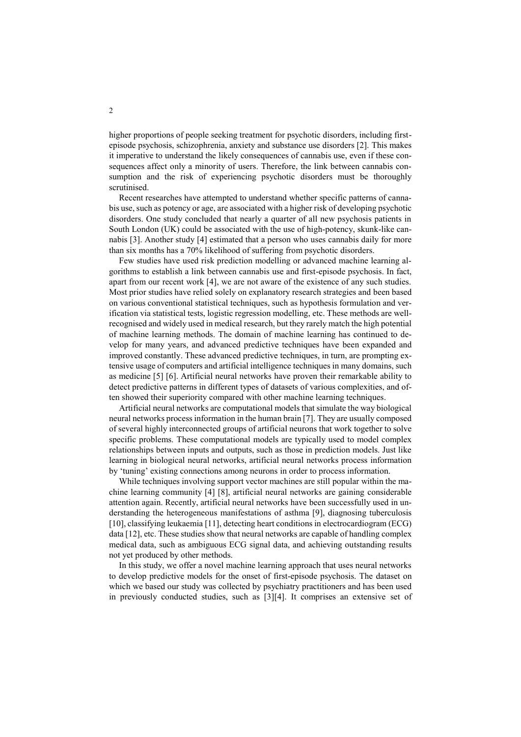higher proportions of people seeking treatment for psychotic disorders, including first-episode psychosis, schizophrenia, anxiety and substance use disorders [2]. This makes it imperative to understand the likely consequences of cannabis use, even if these consequences affect only a minority of users. Therefore, the link between cannabis consumption and the risk of experiencing psychotic disorders must be thoroughly scrutinised.

Recent researches have attempted to understand whether specific patterns of cannabis use, such as potency or age, are associated with a higher risk of developing psychotic disorders. One study concluded that nearly a quarter of all new psychosis patients in South London (UK) could be associated with the use of high-potency, skunk-like cannabis [3]. Another study [4] estimated that a person who uses cannabis daily for more than six months has a 70% likelihood of suffering from psychotic disorders.

Few studies have used risk prediction modelling or advanced machine learning algorithms to establish a link between cannabis use and first-episode psychosis. In fact, apart from our recent work [4], we are not aware of the existence of any such studies. Most prior studies have relied solely on explanatory research strategies and been based on various conventional statistical techniques, such as hypothesis formulation and verification via statistical tests, logistic regression modelling, etc. These methods are well-recognised and widely used in medical research, but they rarely match the high potential of machine learning methods. The domain of machine learning has continued to develop for many years, and advanced predictive techniques have been expanded and improved constantly. These advanced predictive techniques, in turn, are prompting extensive usage of computers and artificial intelligence techniques in many domains, such as medicine [5] [6]. Artificial neural networks have proven their remarkable ability to detect predictive patterns in different types of datasets of various complexities, and often showed their superiority compared with other machine learning techniques.

Artificial neural networks are computational models that simulate the way biological neural networks process information in the human brain [7]. They are usually composed of several highly interconnected groups of artificial neurons that work together to solve specific problems. These computational models are typically used to model complex relationships between inputs and outputs, such as those in prediction models. Just like learning in biological neural networks, artificial neural networks process information by 'tuning' existing connections among neurons in order to process information.

While techniques involving support vector machines are still popular within the machine learning community [4] [8], artificial neural networks are gaining considerable attention again. Recently, artificial neural networks have been successfully used in understanding the heterogeneous manifestations of asthma [9], diagnosing tuberculosis [10], classifying leukaemia [11], detecting heart conditions in electrocardiogram (ECG) data [12], etc. These studies show that neural networks are capable of handling complex medical data, such as ambiguous ECG signal data, and achieving outstanding results not yet produced by other methods.

In this study, we offer a novel machine learning approach that uses neural networks to develop predictive models for the onset of first-episode psychosis. The dataset on which we based our study was collected by psychiatry practitioners and has been used in previously conducted studies, such as [3][4]. It comprises an extensive set of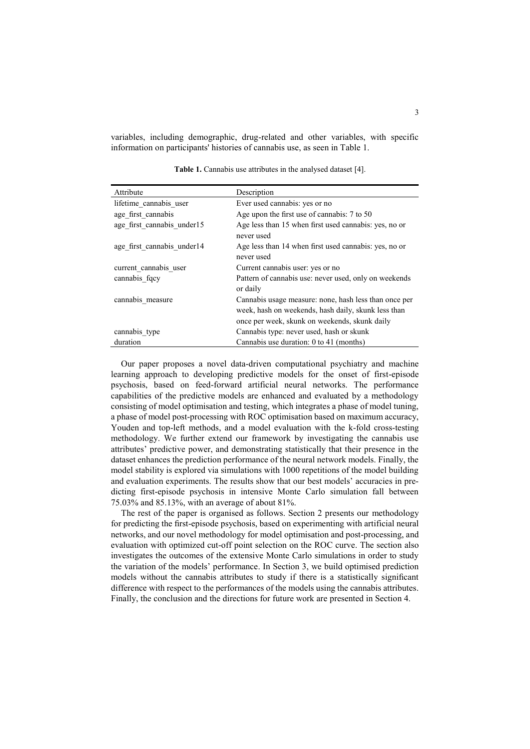variables, including demographic, drug-related and other variables, with specific information on participants' histories of cannabis use, as seen in Table 1.

**Table 1.** Cannabis use attributes in the analysed dataset [4].

| Attribute | Description |
|---|---|
| lifetime_cannabis_user | Ever used cannabis: yes or no |
| age_first_cannabis | Age upon the first use of cannabis: 7 to 50 |
| age_first_cannabis_under15 | Age less than 15 when first used cannabis: yes, no or never used |
| age_first_cannabis_under14 | Age less than 14 when first used cannabis: yes, no or never used |
| current_cannabis_user | Current cannabis user: yes or no |
| cannabis_fqcy | Pattern of cannabis use: never used, only on weekends or daily |
| cannabis_measure | Cannabis usage measure: none, hash less than once per week, hash on weekends, hash daily, skunk less than once per week, skunk on weekends, skunk daily |
| cannabis_type | Cannabis type: never used, hash or skunk |
| duration | Cannabis use duration: 0 to 41 (months) |

Our paper proposes a novel data-driven computational psychiatry and machine learning approach to developing predictive models for the onset of first-episode psychosis, based on feed-forward artificial neural networks. The performance capabilities of the predictive models are enhanced and evaluated by a methodology consisting of model optimisation and testing, which integrates a phase of model tuning, a phase of model post-processing with ROC optimisation based on maximum accuracy, Youden and top-left methods, and a model evaluation with the k-fold cross-testing methodology. We further extend our framework by investigating the cannabis use attributes' predictive power, and demonstrating statistically that their presence in the dataset enhances the prediction performance of the neural network models. Finally, the model stability is explored via simulations with 1000 repetitions of the model building and evaluation experiments. The results show that our best models' accuracies in predicting first-episode psychosis in intensive Monte Carlo simulation fall between 75.03% and 85.13%, with an average of about 81%.

The rest of the paper is organised as follows. Section 2 presents our methodology for predicting the first-episode psychosis, based on experimenting with artificial neural networks, and our novel methodology for model optimisation and post-processing, and evaluation with optimized cut-off point selection on the ROC curve. The section also investigates the outcomes of the extensive Monte Carlo simulations in order to study the variation of the models' performance. In Section 3, we build optimised prediction models without the cannabis attributes to study if there is a statistically significant difference with respect to the performances of the models using the cannabis attributes. Finally, the conclusion and the directions for future work are presented in Section 4.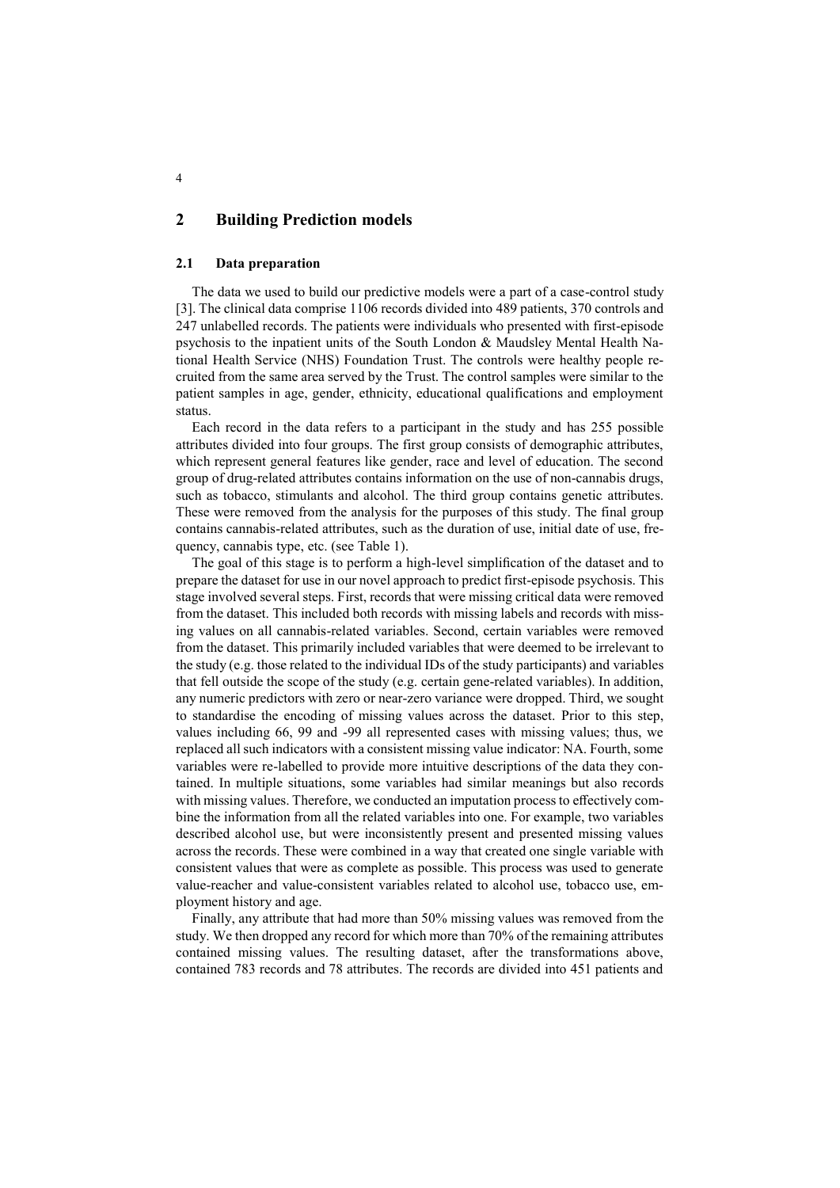## 2 Building Prediction models

### 2.1 Data preparation

The data we used to build our predictive models were a part of a case-control study [3]. The clinical data comprise 1106 records divided into 489 patients, 370 controls and 247 unlabelled records. The patients were individuals who presented with first-episode psychosis to the inpatient units of the South London & Maudsley Mental Health National Health Service (NHS) Foundation Trust. The controls were healthy people recruited from the same area served by the Trust. The control samples were similar to the patient samples in age, gender, ethnicity, educational qualifications and employment status.

Each record in the data refers to a participant in the study and has 255 possible attributes divided into four groups. The first group consists of demographic attributes, which represent general features like gender, race and level of education. The second group of drug-related attributes contains information on the use of non-cannabis drugs, such as tobacco, stimulants and alcohol. The third group contains genetic attributes. These were removed from the analysis for the purposes of this study. The final group contains cannabis-related attributes, such as the duration of use, initial date of use, frequency, cannabis type, etc. (see Table 1).

The goal of this stage is to perform a high-level simplification of the dataset and to prepare the dataset for use in our novel approach to predict first-episode psychosis. This stage involved several steps. First, records that were missing critical data were removed from the dataset. This included both records with missing labels and records with missing values on all cannabis-related variables. Second, certain variables were removed from the dataset. This primarily included variables that were deemed to be irrelevant to the study (e.g. those related to the individual IDs of the study participants) and variables that fell outside the scope of the study (e.g. certain gene-related variables). In addition, any numeric predictors with zero or near-zero variance were dropped. Third, we sought to standardise the encoding of missing values across the dataset. Prior to this step, values including 66, 99 and -99 all represented cases with missing values; thus, we replaced all such indicators with a consistent missing value indicator: NA. Fourth, some variables were re-labelled to provide more intuitive descriptions of the data they contained. In multiple situations, some variables had similar meanings but also records with missing values. Therefore, we conducted an imputation process to effectively combine the information from all the related variables into one. For example, two variables described alcohol use, but were inconsistently present and presented missing values across the records. These were combined in a way that created one single variable with consistent values that were as complete as possible. This process was used to generate value-reacher and value-consistent variables related to alcohol use, tobacco use, employment history and age.

Finally, any attribute that had more than 50% missing values was removed from the study. We then dropped any record for which more than 70% of the remaining attributes contained missing values. The resulting dataset, after the transformations above, contained 783 records and 78 attributes. The records are divided into 451 patients and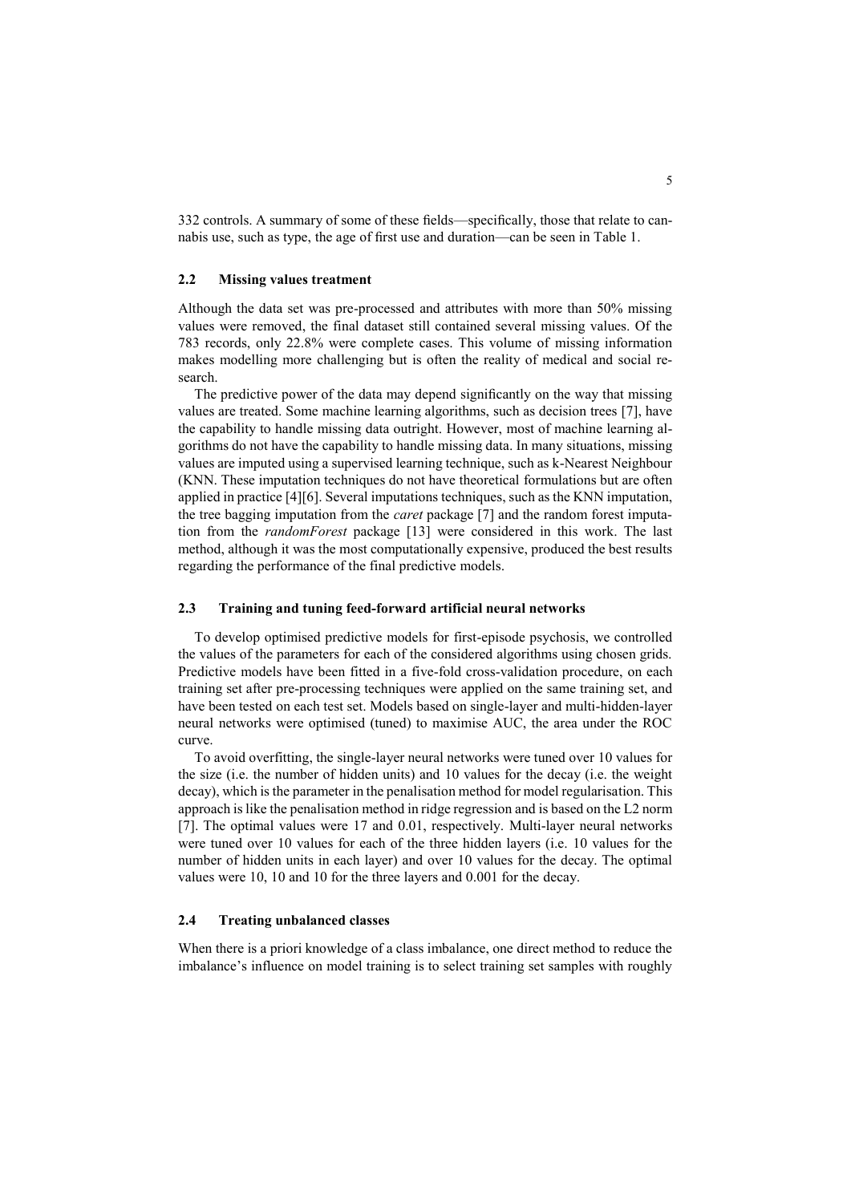332 controls. A summary of some of these fields—specifically, those that relate to cannabis use, such as type, the age of first use and duration—can be seen in Table 1.

### 2.2 Missing values treatment

Although the data set was pre-processed and attributes with more than 50% missing values were removed, the final dataset still contained several missing values. Of the 783 records, only 22.8% were complete cases. This volume of missing information makes modelling more challenging but is often the reality of medical and social research.

The predictive power of the data may depend significantly on the way that missing values are treated. Some machine learning algorithms, such as decision trees [7], have the capability to handle missing data outright. However, most of machine learning algorithms do not have the capability to handle missing data. In many situations, missing values are imputed using a supervised learning technique, such as k-Nearest Neighbour (KNN. These imputation techniques do not have theoretical formulations but are often applied in practice [4][6]. Several imputations techniques, such as the KNN imputation, the tree bagging imputation from the *caret* package [7] and the random forest imputation from the *randomForest* package [13] were considered in this work. The last method, although it was the most computationally expensive, produced the best results regarding the performance of the final predictive models.

### 2.3 Training and tuning feed-forward artificial neural networks

To develop optimised predictive models for first-episode psychosis, we controlled the values of the parameters for each of the considered algorithms using chosen grids. Predictive models have been fitted in a five-fold cross-validation procedure, on each training set after pre-processing techniques were applied on the same training set, and have been tested on each test set. Models based on single-layer and multi-hidden-layer neural networks were optimised (tuned) to maximise AUC, the area under the ROC curve.

To avoid overfitting, the single-layer neural networks were tuned over 10 values for the size (i.e. the number of hidden units) and 10 values for the decay (i.e. the weight decay), which is the parameter in the penalisation method for model regularisation. This approach is like the penalisation method in ridge regression and is based on the L2 norm [7]. The optimal values were 17 and 0.01, respectively. Multi-layer neural networks were tuned over 10 values for each of the three hidden layers (i.e. 10 values for the number of hidden units in each layer) and over 10 values for the decay. The optimal values were 10, 10 and 10 for the three layers and 0.001 for the decay.

### 2.4 Treating unbalanced classes

When there is a priori knowledge of a class imbalance, one direct method to reduce the imbalance's influence on model training is to select training set samples with roughly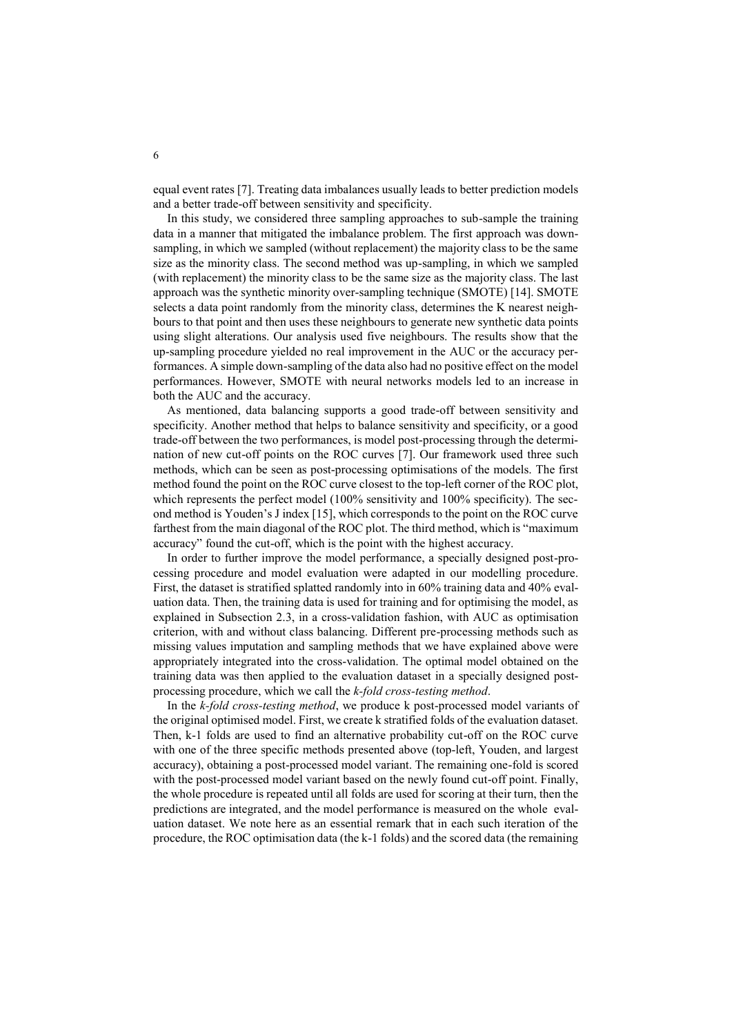equal event rates [7]. Treating data imbalances usually leads to better prediction models and a better trade-off between sensitivity and specificity.

In this study, we considered three sampling approaches to sub-sample the training data in a manner that mitigated the imbalance problem. The first approach was down-sampling, in which we sampled (without replacement) the majority class to be the same size as the minority class. The second method was up-sampling, in which we sampled (with replacement) the minority class to be the same size as the majority class. The last approach was the synthetic minority over-sampling technique (SMOTE) [14]. SMOTE selects a data point randomly from the minority class, determines the K nearest neighbours to that point and then uses these neighbours to generate new synthetic data points using slight alterations. Our analysis used five neighbours. The results show that the up-sampling procedure yielded no real improvement in the AUC or the accuracy performances. A simple down-sampling of the data also had no positive effect on the model performances. However, SMOTE with neural networks models led to an increase in both the AUC and the accuracy.

As mentioned, data balancing supports a good trade-off between sensitivity and specificity. Another method that helps to balance sensitivity and specificity, or a good trade-off between the two performances, is model post-processing through the determination of new cut-off points on the ROC curves [7]. Our framework used three such methods, which can be seen as post-processing optimisations of the models. The first method found the point on the ROC curve closest to the top-left corner of the ROC plot, which represents the perfect model (100% sensitivity and 100% specificity). The second method is Youden's J index [15], which corresponds to the point on the ROC curve farthest from the main diagonal of the ROC plot. The third method, which is "maximum accuracy" found the cut-off, which is the point with the highest accuracy.

In order to further improve the model performance, a specially designed post-processing procedure and model evaluation were adapted in our modelling procedure. First, the dataset is stratified splatted randomly into in 60% training data and 40% evaluation data. Then, the training data is used for training and for optimising the model, as explained in Subsection 2.3, in a cross-validation fashion, with AUC as optimisation criterion, with and without class balancing. Different pre-processing methods such as missing values imputation and sampling methods that we have explained above were appropriately integrated into the cross-validation. The optimal model obtained on the training data was then applied to the evaluation dataset in a specially designed post-processing procedure, which we call the *k-fold cross-testing method*.

In the *k-fold cross-testing method*, we produce k post-processed model variants of the original optimised model. First, we create k stratified folds of the evaluation dataset. Then, k-1 folds are used to find an alternative probability cut-off on the ROC curve with one of the three specific methods presented above (top-left, Youden, and largest accuracy), obtaining a post-processed model variant. The remaining one-fold is scored with the post-processed model variant based on the newly found cut-off point. Finally, the whole procedure is repeated until all folds are used for scoring at their turn, then the predictions are integrated, and the model performance is measured on the whole evaluation dataset. We note here as an essential remark that in each such iteration of the procedure, the ROC optimisation data (the k-1 folds) and the scored data (the remaining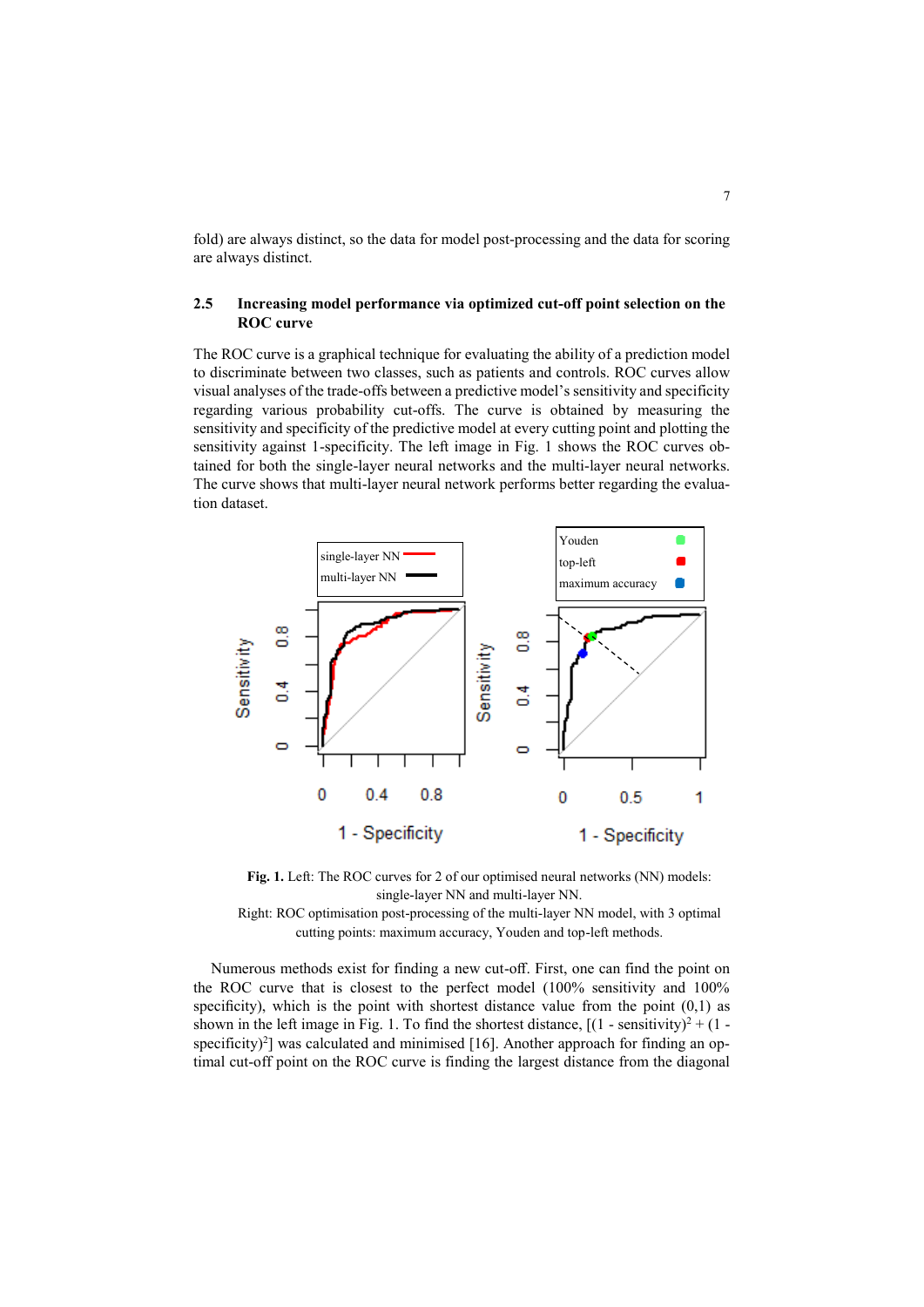fold) are always distinct, so the data for model post-processing and the data for scoring are always distinct.

### 2.5 Increasing model performance via optimized cut-off point selection on the ROC curve

The ROC curve is a graphical technique for evaluating the ability of a prediction model to discriminate between two classes, such as patients and controls. ROC curves allow visual analyses of the trade-offs between a predictive model's sensitivity and specificity regarding various probability cut-offs. The curve is obtained by measuring the sensitivity and specificity of the predictive model at every cutting point and plotting the sensitivity against 1-specificity. The left image in Fig. 1 shows the ROC curves obtained for both the single-layer neural networks and the multi-layer neural networks. The curve shows that multi-layer neural network performs better regarding the evaluation dataset.

**Fig. 1.** Left: The ROC curves for 2 of our optimised neural networks (NN) models: single-layer NN and multi-layer NN.
Right: ROC optimisation post-processing of the multi-layer NN model, with 3 optimal cutting points: maximum accuracy, Youden and top-left methods.

Numerous methods exist for finding a new cut-off. First, one can find the point on the ROC curve that is closest to the perfect model (100% sensitivity and 100% specificity), which is the point with shortest distance value from the point (0,1) as shown in the left image in Fig. 1. To find the shortest distance, $[(1 - \text{sensitivity})^2 + (1 - \text{specificity})^2]$ was calculated and minimised [16]. Another approach for finding an optimal cut-off point on the ROC curve is finding the largest distance from the diagonal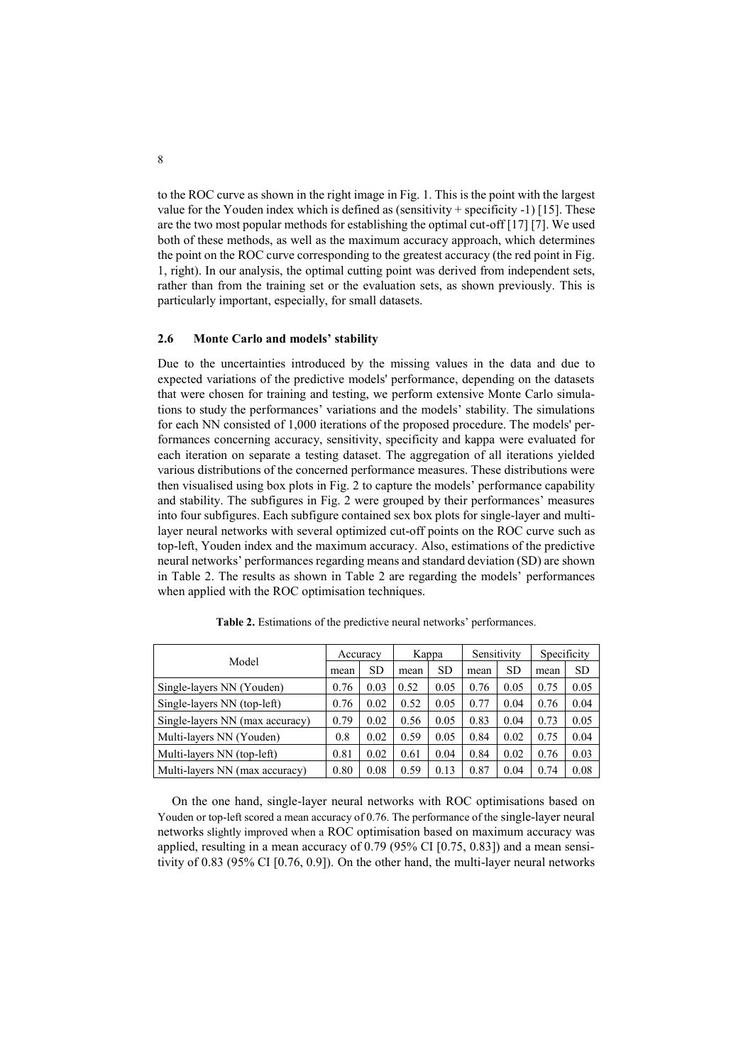to the ROC curve as shown in the right image in Fig. 1. This is the point with the largest value for the Youden index which is defined as (sensitivity + specificity -1) [15]. These are the two most popular methods for establishing the optimal cut-off [17] [7]. We used both of these methods, as well as the maximum accuracy approach, which determines the point on the ROC curve corresponding to the greatest accuracy (the red point in Fig. 1, right). In our analysis, the optimal cutting point was derived from independent sets, rather than from the training set or the evaluation sets, as shown previously. This is particularly important, especially, for small datasets.

### 2.6 Monte Carlo and models' stability

Due to the uncertainties introduced by the missing values in the data and due to expected variations of the predictive models' performance, depending on the datasets that were chosen for training and testing, we perform extensive Monte Carlo simulations to study the performances' variations and the models' stability. The simulations for each NN consisted of 1,000 iterations of the proposed procedure. The models' performances concerning accuracy, sensitivity, specificity and kappa were evaluated for each iteration on separate a testing dataset. The aggregation of all iterations yielded various distributions of the concerned performance measures. These distributions were then visualised using box plots in Fig. 2 to capture the models' performance capability and stability. The subfigures in Fig. 2 were grouped by their performances' measures into four subfigures. Each subfigure contained sex box plots for single-layer and multi-layer neural networks with several optimized cut-off points on the ROC curve such as top-left, Youden index and the maximum accuracy. Also, estimations of the predictive neural networks' performances regarding means and standard deviation (SD) are shown in Table 2. The results as shown in Table 2 are regarding the models' performances when applied with the ROC optimisation techniques.

**Table 2.** Estimations of the predictive neural networks' performances.

| Model | Accuracy | | Kappa | | Sensitivity | | Specificity | |
|---|---|---|---|---|---|---|---|---|
| | mean | SD | mean | SD | mean | SD | mean | SD |
| Single-layers NN (Youden) | 0.76 | 0.03 | 0.52 | 0.05 | 0.76 | 0.05 | 0.75 | 0.05 |
| Single-layers NN (top-left) | 0.76 | 0.02 | 0.52 | 0.05 | 0.77 | 0.04 | 0.76 | 0.04 |
| Single-layers NN (max accuracy) | 0.79 | 0.02 | 0.56 | 0.05 | 0.83 | 0.04 | 0.73 | 0.05 |
| Multi-layers NN (Youden) | 0.8 | 0.02 | 0.59 | 0.05 | 0.84 | 0.02 | 0.75 | 0.04 |
| Multi-layers NN (top-left) | 0.81 | 0.02 | 0.61 | 0.04 | 0.84 | 0.02 | 0.76 | 0.03 |
| Multi-layers NN (max accuracy) | 0.80 | 0.08 | 0.59 | 0.13 | 0.87 | 0.04 | 0.74 | 0.08 |

On the one hand, single-layer neural networks with ROC optimisations based on Youden or top-left scored a mean accuracy of 0.76. The performance of the single-layer neural networks slightly improved when a ROC optimisation based on maximum accuracy was applied, resulting in a mean accuracy of 0.79 (95% CI [0.75, 0.83]) and a mean sensitivity of 0.83 (95% CI [0.76, 0.9]). On the other hand, the multi-layer neural networks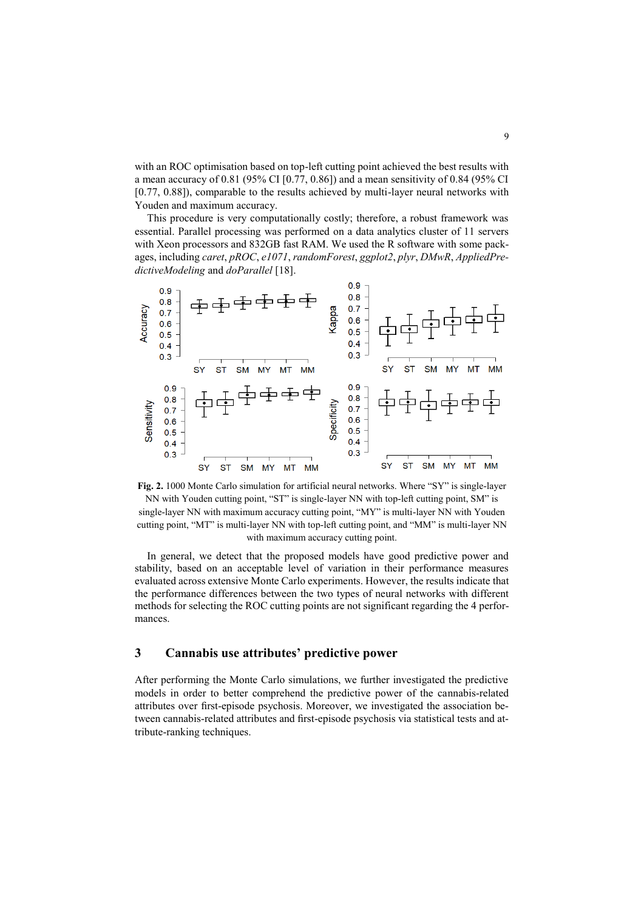with an ROC optimisation based on top-left cutting point achieved the best results with a mean accuracy of 0.81 (95% CI [0.77, 0.86]) and a mean sensitivity of 0.84 (95% CI [0.77, 0.88]), comparable to the results achieved by multi-layer neural networks with Youden and maximum accuracy.

This procedure is very computationally costly; therefore, a robust framework was essential. Parallel processing was performed on a data analytics cluster of 11 servers with Xeon processors and 832GB fast RAM. We used the R software with some packages, including *caret*, *pROC*, *e1071*, *randomForest*, *ggplot2*, *plyr*, *DMwR*, *AppliedPredictiveModeling* and *doParallel* [18].

**Fig. 2.** 1000 Monte Carlo simulation for artificial neural networks. Where “SY” is single-layer NN with Youden cutting point, “ST” is single-layer NN with top-left cutting point, SM” is single-layer NN with maximum accuracy cutting point, “MY” is multi-layer NN with Youden cutting point, “MT” is multi-layer NN with top-left cutting point, and “MM” is multi-layer NN with maximum accuracy cutting point.

In general, we detect that the proposed models have good predictive power and stability, based on an acceptable level of variation in their performance measures evaluated across extensive Monte Carlo experiments. However, the results indicate that the performance differences between the two types of neural networks with different methods for selecting the ROC cutting points are not significant regarding the 4 performances.

## 3 Cannabis use attributes’ predictive power

After performing the Monte Carlo simulations, we further investigated the predictive models in order to better comprehend the predictive power of the cannabis-related attributes over first-episode psychosis. Moreover, we investigated the association between cannabis-related attributes and first-episode psychosis via statistical tests and attribute-ranking techniques.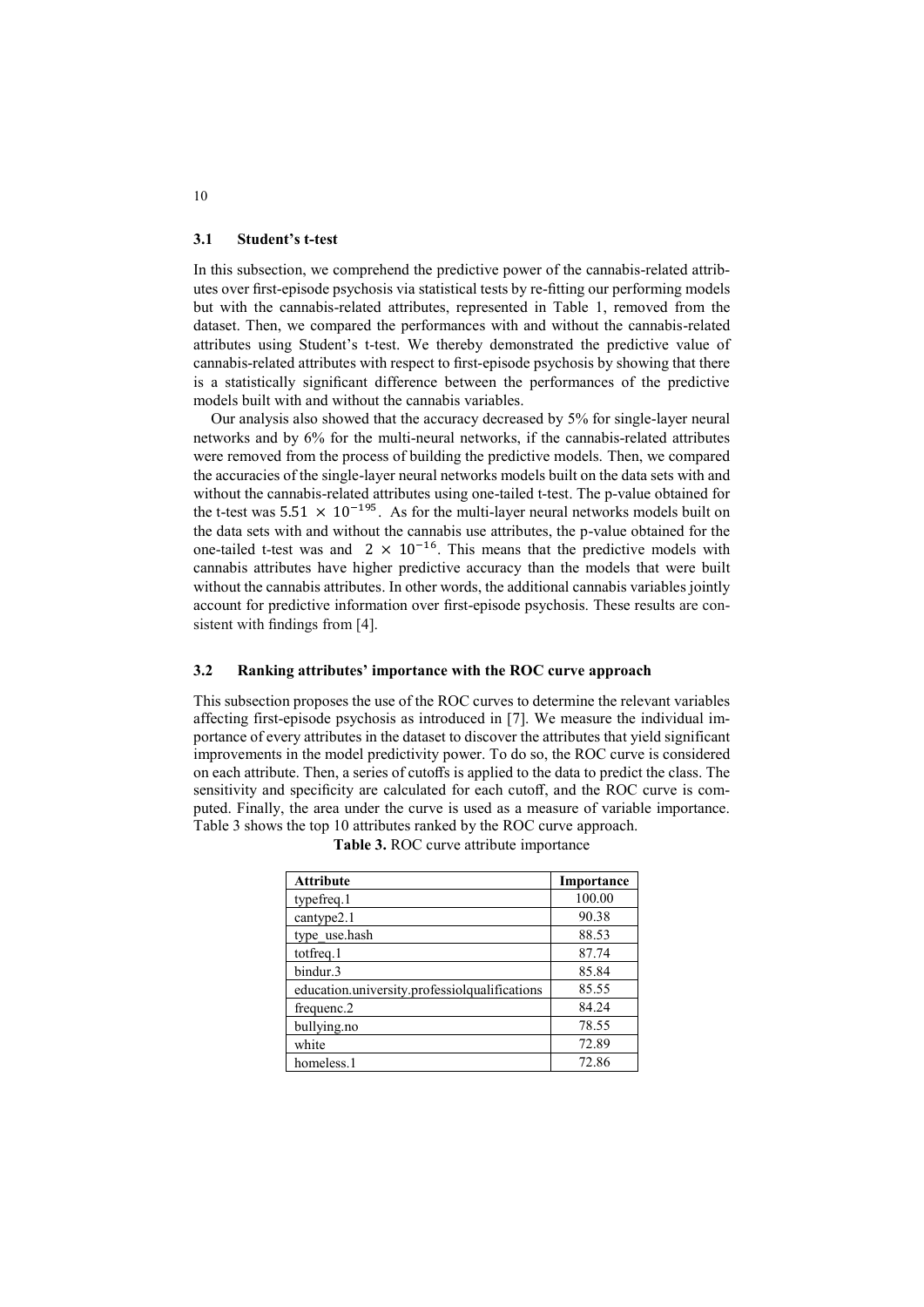### 3.1 Student's t-test

In this subsection, we comprehend the predictive power of the cannabis-related attributes over first-episode psychosis via statistical tests by re-fitting our performing models but with the cannabis-related attributes, represented in Table 1, removed from the dataset. Then, we compared the performances with and without the cannabis-related attributes using Student's t-test. We thereby demonstrated the predictive value of cannabis-related attributes with respect to first-episode psychosis by showing that there is a statistically significant difference between the performances of the predictive models built with and without the cannabis variables.

Our analysis also showed that the accuracy decreased by 5% for single-layer neural networks and by 6% for the multi-neural networks, if the cannabis-related attributes were removed from the process of building the predictive models. Then, we compared the accuracies of the single-layer neural networks models built on the data sets with and without the cannabis-related attributes using one-tailed t-test. The p-value obtained for the t-test was $5.51 \times 10^{-195}$. As for the multi-layer neural networks models built on the data sets with and without the cannabis use attributes, the p-value obtained for the one-tailed t-test was and $2 \times 10^{-16}$. This means that the predictive models with cannabis attributes have higher predictive accuracy than the models that were built without the cannabis attributes. In other words, the additional cannabis variables jointly account for predictive information over first-episode psychosis. These results are consistent with findings from [4].

### 3.2 Ranking attributes' importance with the ROC curve approach

This subsection proposes the use of the ROC curves to determine the relevant variables affecting first-episode psychosis as introduced in [7]. We measure the individual importance of every attributes in the dataset to discover the attributes that yield significant improvements in the model predictivity power. To do so, the ROC curve is considered on each attribute. Then, a series of cutoffs is applied to the data to predict the class. The sensitivity and specificity are calculated for each cutoff, and the ROC curve is computed. Finally, the area under the curve is used as a measure of variable importance. Table 3 shows the top 10 attributes ranked by the ROC curve approach.

**Table 3.** ROC curve attribute importance

| Attribute | Importance |
|---|---|
| typefreq.1 | 100.00 |
| cantype2.1 | 90.38 |
| type_use.hash | 88.53 |
| totfreq.1 | 87.74 |
| bindur.3 | 85.84 |
| education.university.professiolqualifications | 85.55 |
| frequenc.2 | 84.24 |
| bullying.no | 78.55 |
| white | 72.89 |
| homeless.1 | 72.86 |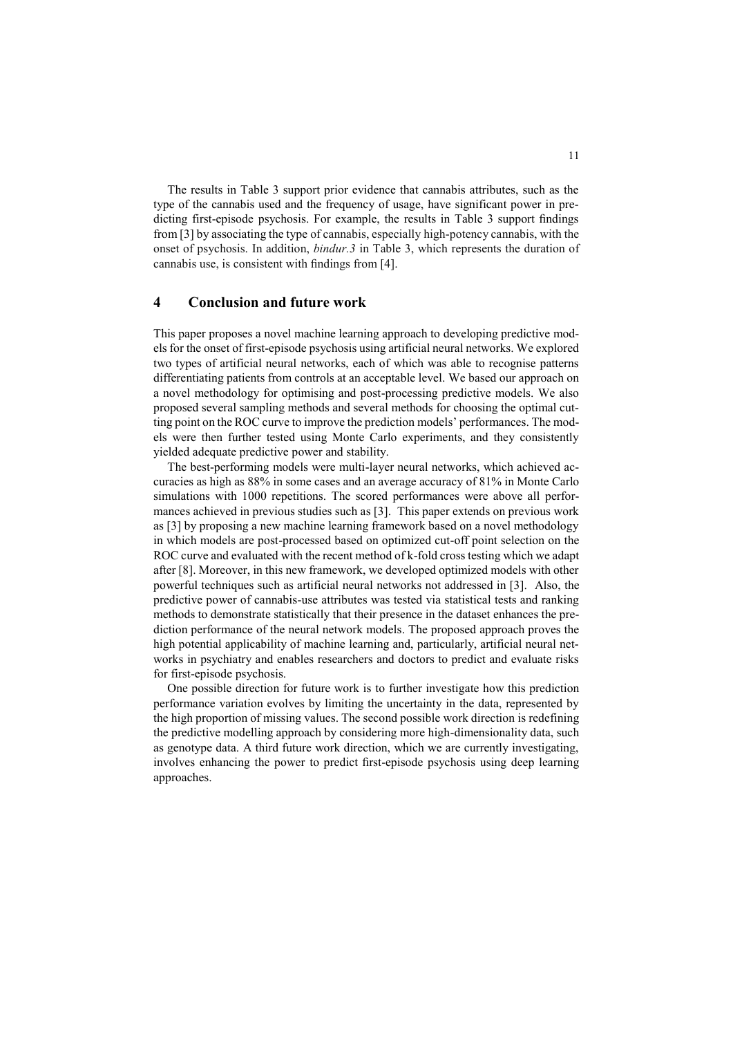The results in Table 3 support prior evidence that cannabis attributes, such as the type of the cannabis used and the frequency of usage, have significant power in predicting first-episode psychosis. For example, the results in Table 3 support findings from [3] by associating the type of cannabis, especially high-potency cannabis, with the onset of psychosis. In addition, *bindur.3* in Table 3, which represents the duration of cannabis use, is consistent with findings from [4].

## 4 Conclusion and future work

This paper proposes a novel machine learning approach to developing predictive models for the onset of first-episode psychosis using artificial neural networks. We explored two types of artificial neural networks, each of which was able to recognise patterns differentiating patients from controls at an acceptable level. We based our approach on a novel methodology for optimising and post-processing predictive models. We also proposed several sampling methods and several methods for choosing the optimal cutting point on the ROC curve to improve the prediction models' performances. The models were then further tested using Monte Carlo experiments, and they consistently yielded adequate predictive power and stability.

The best-performing models were multi-layer neural networks, which achieved accuracies as high as 88% in some cases and an average accuracy of 81% in Monte Carlo simulations with 1000 repetitions. The scored performances were above all performances achieved in previous studies such as [3]. This paper extends on previous work as [3] by proposing a new machine learning framework based on a novel methodology in which models are post-processed based on optimized cut-off point selection on the ROC curve and evaluated with the recent method of k-fold cross testing which we adapt after [8]. Moreover, in this new framework, we developed optimized models with other powerful techniques such as artificial neural networks not addressed in [3]. Also, the predictive power of cannabis-use attributes was tested via statistical tests and ranking methods to demonstrate statistically that their presence in the dataset enhances the prediction performance of the neural network models. The proposed approach proves the high potential applicability of machine learning and, particularly, artificial neural networks in psychiatry and enables researchers and doctors to predict and evaluate risks for first-episode psychosis.

One possible direction for future work is to further investigate how this prediction performance variation evolves by limiting the uncertainty in the data, represented by the high proportion of missing values. The second possible work direction is redefining the predictive modelling approach by considering more high-dimensionality data, such as genotype data. A third future work direction, which we are currently investigating, involves enhancing the power to predict first-episode psychosis using deep learning approaches.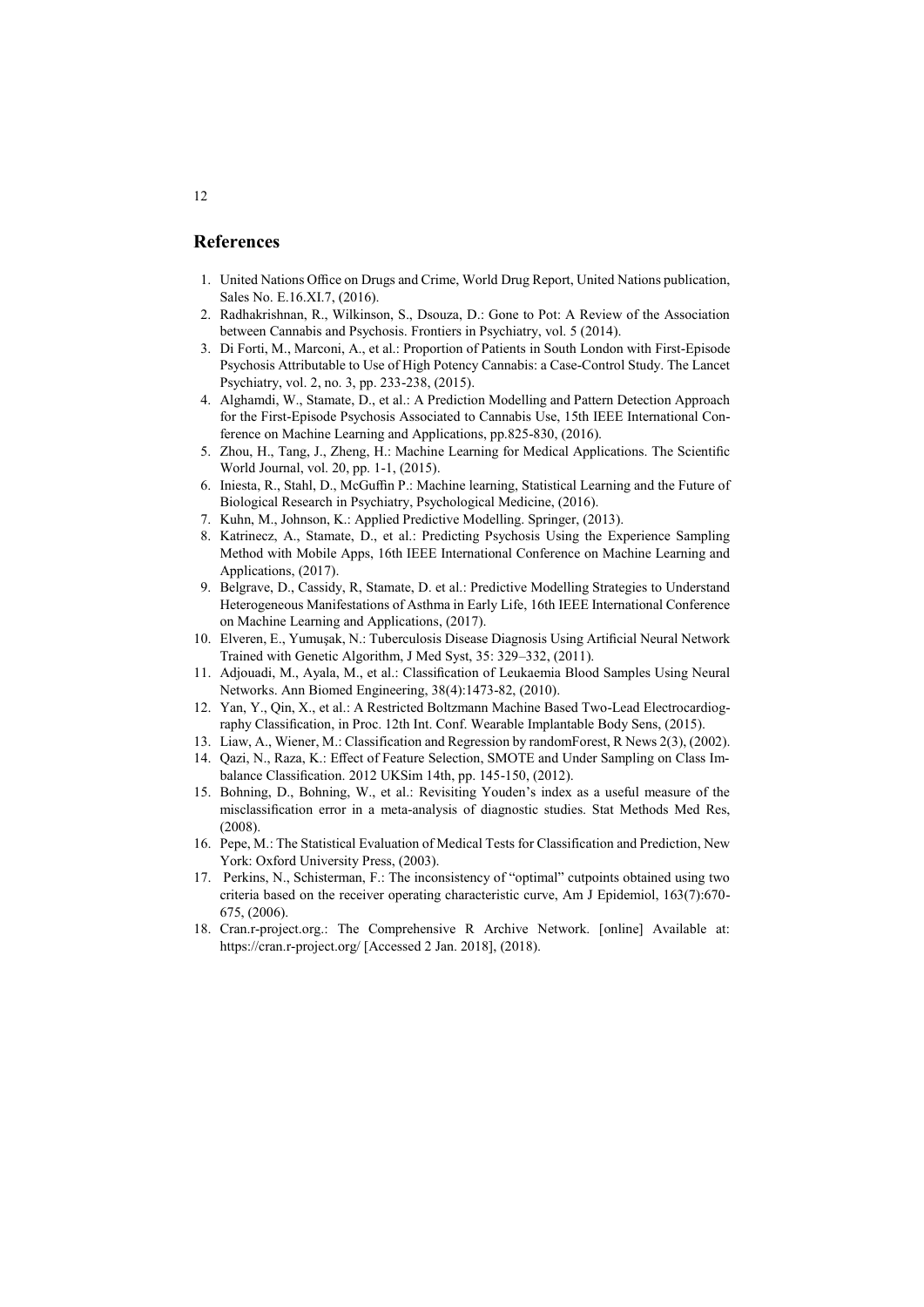## References

1. United Nations Office on Drugs and Crime, World Drug Report, United Nations publication, Sales No. E.16.XI.7, (2016).
2. Radhakrishnan, R., Wilkinson, S., Dsouza, D.: Gone to Pot: A Review of the Association between Cannabis and Psychosis. Frontiers in Psychiatry, vol. 5 (2014).
3. Di Forti, M., Marconi, A., et al.: Proportion of Patients in South London with First-Episode Psychosis Attributable to Use of High Potency Cannabis: a Case-Control Study. The Lancet Psychiatry, vol. 2, no. 3, pp. 233-238, (2015).
4. Alghamdi, W., Stamate, D., et al.: A Prediction Modelling and Pattern Detection Approach for the First-Episode Psychosis Associated to Cannabis Use, 15th IEEE International Conference on Machine Learning and Applications, pp.825-830, (2016).
5. Zhou, H., Tang, J., Zheng, H.: Machine Learning for Medical Applications. The Scientific World Journal, vol. 20, pp. 1-1, (2015).
6. Iniesta, R., Stahl, D., McGuffin P.: Machine learning, Statistical Learning and the Future of Biological Research in Psychiatry, Psychological Medicine, (2016).
7. Kuhn, M., Johnson, K.: Applied Predictive Modelling. Springer, (2013).
8. Katrinecz, A., Stamate, D., et al.: Predicting Psychosis Using the Experience Sampling Method with Mobile Apps, 16th IEEE International Conference on Machine Learning and Applications, (2017).
9. Belgrave, D., Cassidy, R, Stamate, D. et al.: Predictive Modelling Strategies to Understand Heterogeneous Manifestations of Asthma in Early Life, 16th IEEE International Conference on Machine Learning and Applications, (2017).
10. Elveren, E., Yumuşak, N.: Tuberculosis Disease Diagnosis Using Artificial Neural Network Trained with Genetic Algorithm, J Med Syst, 35: 329–332, (2011).
11. Adjouadi, M., Ayala, M., et al.: Classification of Leukaemia Blood Samples Using Neural Networks. Ann Biomed Engineering, 38(4):1473-82, (2010).
12. Yan, Y., Qin, X., et al.: A Restricted Boltzmann Machine Based Two-Lead Electrocardiography Classification, in Proc. 12th Int. Conf. Wearable Implantable Body Sens, (2015).
13. Liaw, A., Wiener, M.: Classification and Regression by randomForest, R News 2(3), (2002).
14. Qazi, N., Raza, K.: Effect of Feature Selection, SMOTE and Under Sampling on Class Imbalance Classification. 2012 UKSim 14th, pp. 145-150, (2012).
15. Bohning, D., Bohning, W., et al.: Revisiting Youden's index as a useful measure of the misclassification error in a meta-analysis of diagnostic studies. Stat Methods Med Res, (2008).
16. Pepe, M.: The Statistical Evaluation of Medical Tests for Classification and Prediction, New York: Oxford University Press, (2003).
17. Perkins, N., Schisterman, F.: The inconsistency of "optimal" cutpoints obtained using two criteria based on the receiver operating characteristic curve, Am J Epidemiol, 163(7):670-675, (2006).
18. Cran.r-project.org.: The Comprehensive R Archive Network. [online] Available at: https://cran.r-project.org/ [Accessed 2 Jan. 2018], (2018).